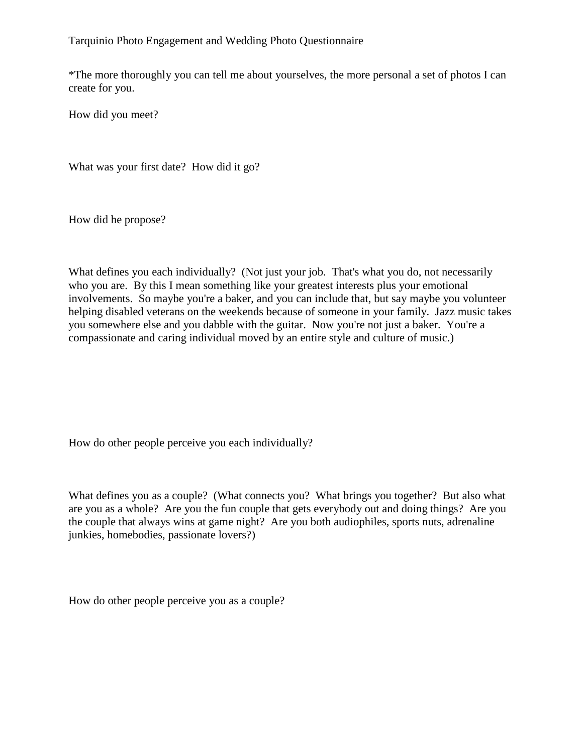# Tarquinio Photo Engagement and Wedding Photo Questionnaire

*The more thoroughly you can tell me about yourselves, the more personal a set of photos I can create for you.

How did you meet?

What was your first date? How did it go?

How did he propose?

What defines you each individually? (Not just your job. That's what you do, not necessarily who you are. By this I mean something like your greatest interests plus your emotional involvements. So maybe you're a baker, and you can include that, but say maybe you volunteer helping disabled veterans on the weekends because of someone in your family. Jazz music takes you somewhere else and you dabble with the guitar. Now you're not just a baker. You're a compassionate and caring individual moved by an entire style and culture of music.)

How do other people perceive you each individually?

What defines you as a couple? (What connects you? What brings you together? But also what are you as a whole? Are you the fun couple that gets everybody out and doing things? Are you the couple that always wins at game night? Are you both audiophiles, sports nuts, adrenaline junkies, homebodies, passionate lovers?)

How do other people perceive you as a couple?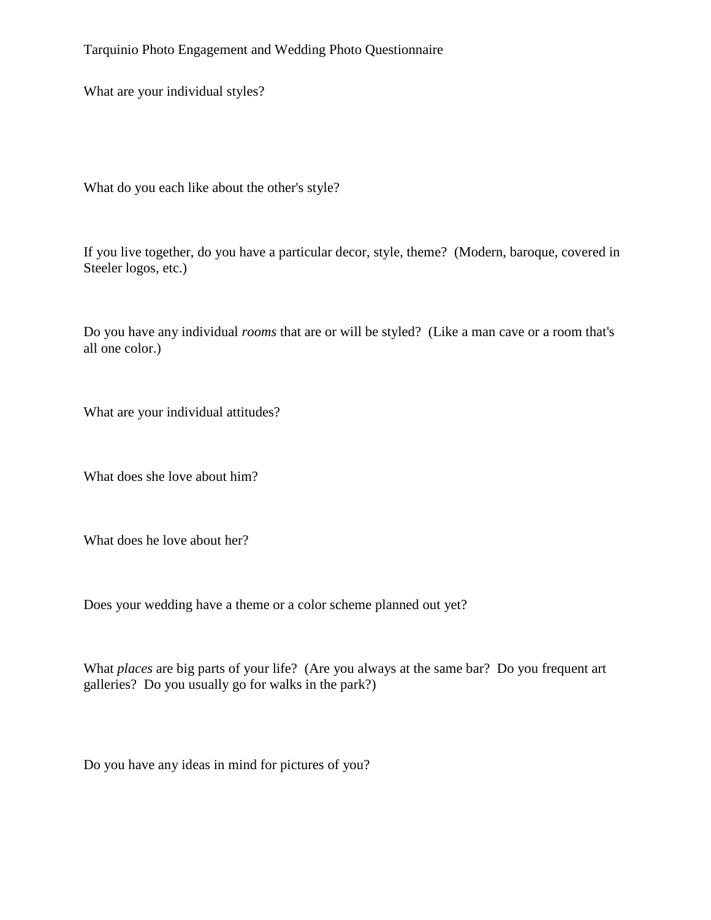Tarquinio Photo Engagement and Wedding Photo Questionnaire

What are your individual styles?

What do you each like about the other's style?

If you live together, do you have a particular decor, style, theme? (Modern, baroque, covered in Steeler logos, etc.)

Do you have any individual *rooms* that are or will be styled? (Like a man cave or a room that's all one color.)

What are your individual attitudes?

What does she love about him?

What does he love about her?

Does your wedding have a theme or a color scheme planned out yet?

What *places* are big parts of your life? (Are you always at the same bar? Do you frequent art galleries? Do you usually go for walks in the park?)

Do you have any ideas in mind for pictures of you?